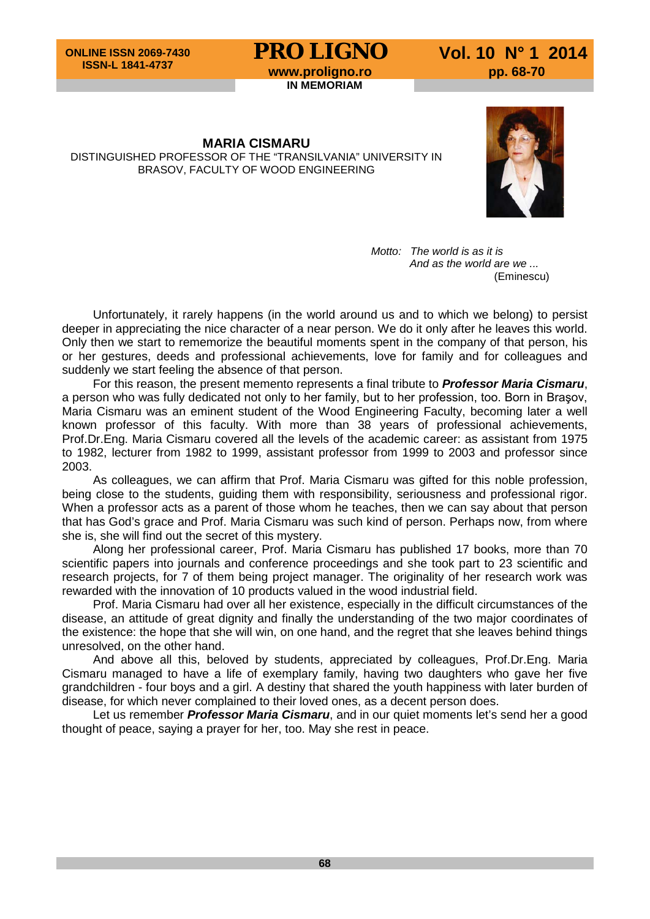IN MEMORIAM

## MARIA CISMARU

DISTINGUISHED PROFESSOR OF THE "TRANSILVANIA" UNIVERSITY IN BRASOV, FACULTY OF WOOD ENGINEERING

*Motto: The world is as it is*
*And as the world are we ...*
(Eminescu)

Unfortunately, it rarely happens (in the world around us and to which we belong) to persist deeper in appreciating the nice character of a near person. We do it only after he leaves this world. Only then we start to rememorize the beautiful moments spent in the company of that person, his or her gestures, deeds and professional achievements, love for family and for colleagues and suddenly we start feeling the absence of that person.

For this reason, the present memento represents a final tribute to ***Professor Maria Cismaru***, a person who was fully dedicated not only to her family, but to her profession, too. Born in Braşov, Maria Cismaru was an eminent student of the Wood Engineering Faculty, becoming later a well known professor of this faculty. With more than 38 years of professional achievements, Prof.Dr.Eng. Maria Cismaru covered all the levels of the academic career: as assistant from 1975 to 1982, lecturer from 1982 to 1999, assistant professor from 1999 to 2003 and professor since 2003.

As colleagues, we can affirm that Prof. Maria Cismaru was gifted for this noble profession, being close to the students, guiding them with responsibility, seriousness and professional rigor. When a professor acts as a parent of those whom he teaches, then we can say about that person that has God's grace and Prof. Maria Cismaru was such kind of person. Perhaps now, from where she is, she will find out the secret of this mystery.

Along her professional career, Prof. Maria Cismaru has published 17 books, more than 70 scientific papers into journals and conference proceedings and she took part to 23 scientific and research projects, for 7 of them being project manager. The originality of her research work was rewarded with the innovation of 10 products valued in the wood industrial field.

Prof. Maria Cismaru had over all her existence, especially in the difficult circumstances of the disease, an attitude of great dignity and finally the understanding of the two major coordinates of the existence: the hope that she will win, on one hand, and the regret that she leaves behind things unresolved, on the other hand.

And above all this, beloved by students, appreciated by colleagues, Prof.Dr.Eng. Maria Cismaru managed to have a life of exemplary family, having two daughters who gave her five grandchildren - four boys and a girl. A destiny that shared the youth happiness with later burden of disease, for which never complained to their loved ones, as a decent person does.

Let us remember ***Professor Maria Cismaru***, and in our quiet moments let's send her a good thought of peace, saying a prayer for her, too. May she rest in peace.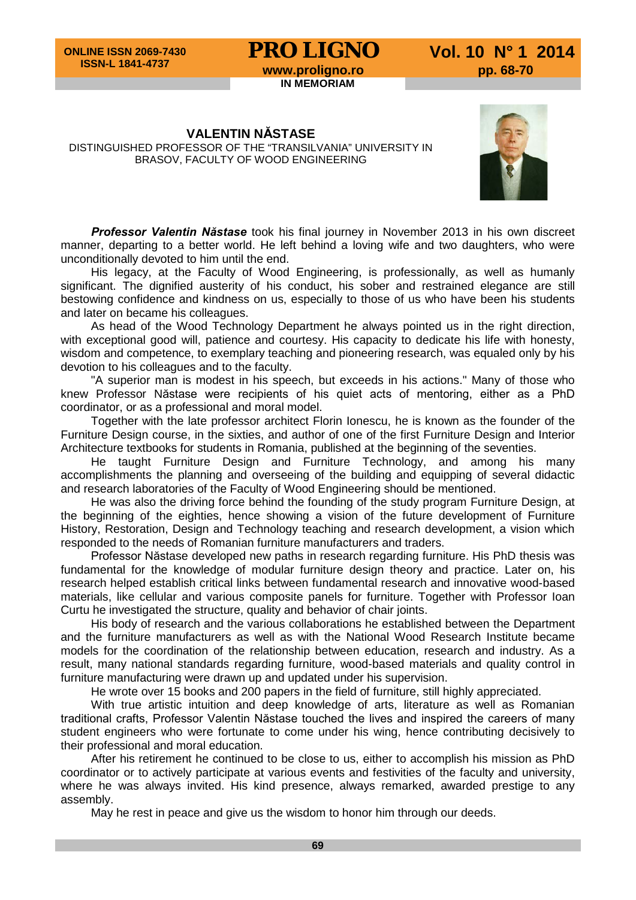IN MEMORIAM

## VALENTIN NĂSTASE

DISTINGUISHED PROFESSOR OF THE "TRANSILVANIA" UNIVERSITY IN BRASOV, FACULTY OF WOOD ENGINEERING

***Professor Valentin Năstase*** took his final journey in November 2013 in his own discreet manner, departing to a better world. He left behind a loving wife and two daughters, who were unconditionally devoted to him until the end.

His legacy, at the Faculty of Wood Engineering, is professionally, as well as humanly significant. The dignified austerity of his conduct, his sober and restrained elegance are still bestowing confidence and kindness on us, especially to those of us who have been his students and later on became his colleagues.

As head of the Wood Technology Department he always pointed us in the right direction, with exceptional good will, patience and courtesy. His capacity to dedicate his life with honesty, wisdom and competence, to exemplary teaching and pioneering research, was equaled only by his devotion to his colleagues and to the faculty.

"A superior man is modest in his speech, but exceeds in his actions." Many of those who knew Professor Năstase were recipients of his quiet acts of mentoring, either as a PhD coordinator, or as a professional and moral model.

Together with the late professor architect Florin Ionescu, he is known as the founder of the Furniture Design course, in the sixties, and author of one of the first Furniture Design and Interior Architecture textbooks for students in Romania, published at the beginning of the seventies.

He taught Furniture Design and Furniture Technology, and among his many accomplishments the planning and overseeing of the building and equipping of several didactic and research laboratories of the Faculty of Wood Engineering should be mentioned.

He was also the driving force behind the founding of the study program Furniture Design, at the beginning of the eighties, hence showing a vision of the future development of Furniture History, Restoration, Design and Technology teaching and research development, a vision which responded to the needs of Romanian furniture manufacturers and traders.

Professor Năstase developed new paths in research regarding furniture. His PhD thesis was fundamental for the knowledge of modular furniture design theory and practice. Later on, his research helped establish critical links between fundamental research and innovative wood-based materials, like cellular and various composite panels for furniture. Together with Professor Ioan Curtu he investigated the structure, quality and behavior of chair joints.

His body of research and the various collaborations he established between the Department and the furniture manufacturers as well as with the National Wood Research Institute became models for the coordination of the relationship between education, research and industry. As a result, many national standards regarding furniture, wood-based materials and quality control in furniture manufacturing were drawn up and updated under his supervision.

He wrote over 15 books and 200 papers in the field of furniture, still highly appreciated.

With true artistic intuition and deep knowledge of arts, literature as well as Romanian traditional crafts, Professor Valentin Năstase touched the lives and inspired the careers of many student engineers who were fortunate to come under his wing, hence contributing decisively to their professional and moral education.

After his retirement he continued to be close to us, either to accomplish his mission as PhD coordinator or to actively participate at various events and festivities of the faculty and university, where he was always invited. His kind presence, always remarked, awarded prestige to any assembly.

May he rest in peace and give us the wisdom to honor him through our deeds.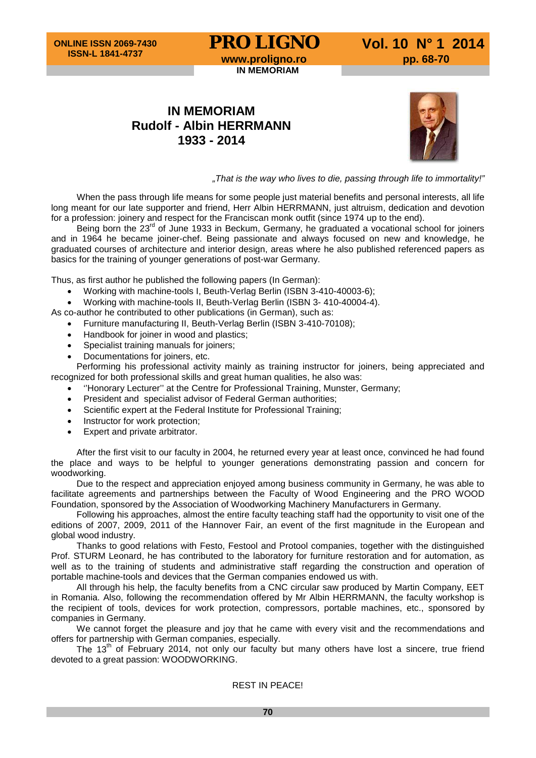# IN MEMORIAM
# Rudolf - Albin HERRMANN
# 1933 - 2014

*„That is the way who lives to die, passing through life to immortality!"*

When the pass through life means for some people just material benefits and personal interests, all life long meant for our late supporter and friend, Herr Albin HERRMANN, just altruism, dedication and devotion for a profession: joinery and respect for the Franciscan monk outfit (since 1974 up to the end).

Being born the 23rd of June 1933 in Beckum, Germany, he graduated a vocational school for joiners and in 1964 he became joiner-chef. Being passionate and always focused on new and knowledge, he graduated courses of architecture and interior design, areas where he also published referenced papers as basics for the training of younger generations of post-war Germany.

Thus, as first author he published the following papers (In German):

- Working with machine-tools I, Beuth-Verlag Berlin (ISBN 3-410-40003-6);
- Working with machine-tools II, Beuth-Verlag Berlin (ISBN 3- 410-40004-4).

As co-author he contributed to other publications (in German), such as:

- Furniture manufacturing II, Beuth-Verlag Berlin (ISBN 3-410-70108);
- Handbook for joiner in wood and plastics;
- Specialist training manuals for joiners;
- Documentations for joiners, etc.

Performing his professional activity mainly as training instructor for joiners, being appreciated and recognized for both professional skills and great human qualities, he also was:

- ''Honorary Lecturer'' at the Centre for Professional Training, Munster, Germany;
- President and specialist advisor of Federal German authorities;
- Scientific expert at the Federal Institute for Professional Training;
- Instructor for work protection;
- Expert and private arbitrator.

After the first visit to our faculty in 2004, he returned every year at least once, convinced he had found the place and ways to be helpful to younger generations demonstrating passion and concern for woodworking.

Due to the respect and appreciation enjoyed among business community in Germany, he was able to facilitate agreements and partnerships between the Faculty of Wood Engineering and the PRO WOOD Foundation, sponsored by the Association of Woodworking Machinery Manufacturers in Germany.

Following his approaches, almost the entire faculty teaching staff had the opportunity to visit one of the editions of 2007, 2009, 2011 of the Hannover Fair, an event of the first magnitude in the European and global wood industry.

Thanks to good relations with Festo, Festool and Protool companies, together with the distinguished Prof. STURM Leonard, he has contributed to the laboratory for furniture restoration and for automation, as well as to the training of students and administrative staff regarding the construction and operation of portable machine-tools and devices that the German companies endowed us with.

All through his help, the faculty benefits from a CNC circular saw produced by Martin Company, EET in Romania. Also, following the recommendation offered by Mr Albin HERRMANN, the faculty workshop is the recipient of tools, devices for work protection, compressors, portable machines, etc., sponsored by companies in Germany.

We cannot forget the pleasure and joy that he came with every visit and the recommendations and offers for partnership with German companies, especially.

The 13th of February 2014, not only our faculty but many others have lost a sincere, true friend devoted to a great passion: WOODWORKING.

REST IN PEACE!